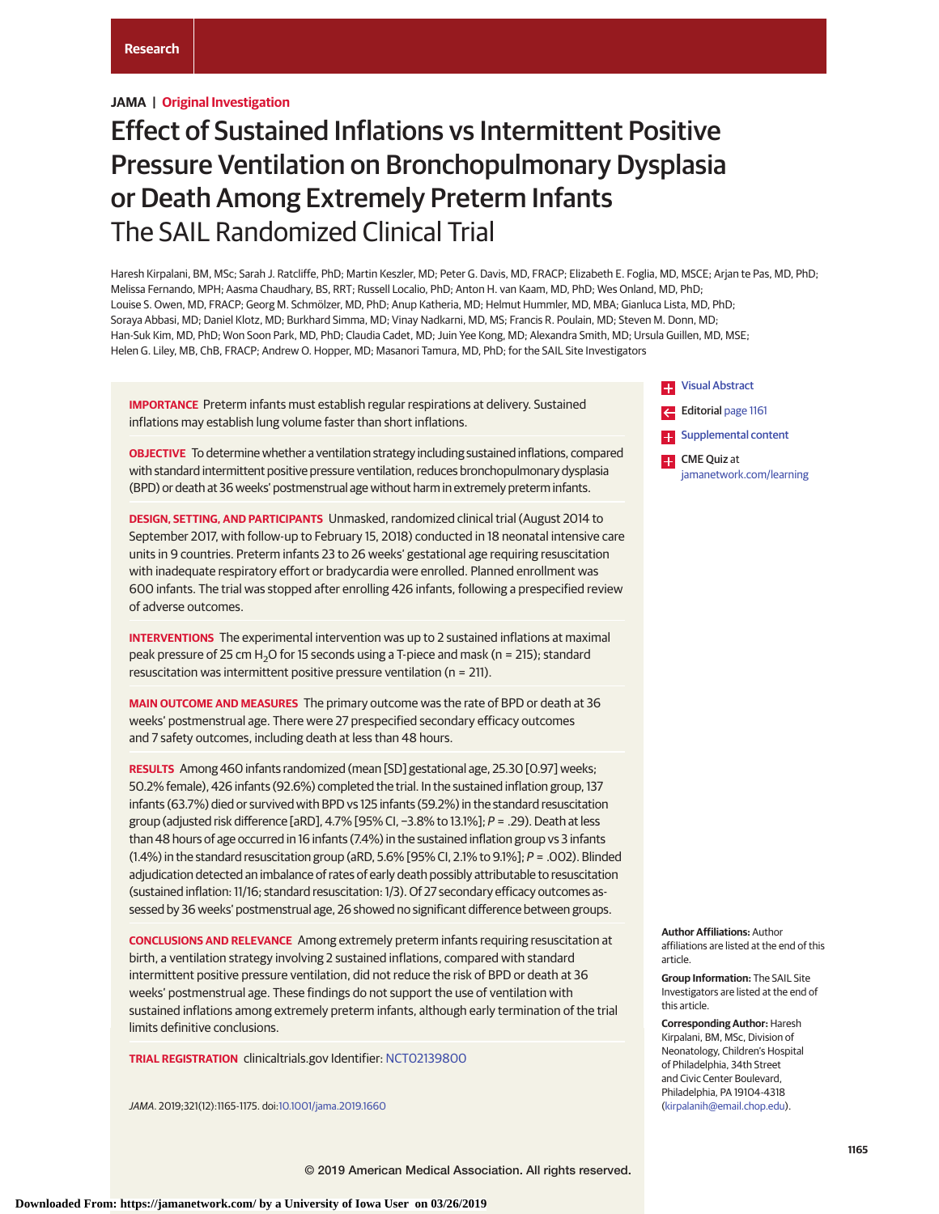Research

**JAMA | Original Investigation**

# Effect of Sustained Inflations vs Intermittent Positive Pressure Ventilation on Bronchopulmonary Dysplasia or Death Among Extremely Preterm Infants
## The SAIL Randomized Clinical Trial

Haresh Kirpalani, BM, MSc; Sarah J. Ratcliffe, PhD; Martin Keszler, MD; Peter G. Davis, MD, FRACP; Elizabeth E. Foglia, MD, MSCE; Arjan te Pas, MD, PhD; Melissa Fernando, MPH; Aasma Chaudhary, BS, RRT; Russell Localio, PhD; Anton H. van Kaam, MD, PhD; Wes Onland, MD, PhD; Louise S. Owen, MD, FRACP; Georg M. Schmölzer, MD, PhD; Anup Katheria, MD; Helmut Hummler, MD, MBA; Gianluca Lista, MD, PhD; Soraya Abbasi, MD; Daniel Klotz, MD; Burkhard Simma, MD; Vinay Nadkarni, MD, MS; Francis R. Poulain, MD; Steven M. Donn, MD; Han-Suk Kim, MD, PhD; Won Soon Park, MD, PhD; Claudia Cadet, MD; Juin Yee Kong, MD; Alexandra Smith, MD; Ursula Guillen, MD, MSE; Helen G. Liley, MB, ChB, FRACP; Andrew O. Hopper, MD; Masanori Tamura, MD, PhD; for the SAIL Site Investigators

**IMPORTANCE** Preterm infants must establish regular respirations at delivery. Sustained inflations may establish lung volume faster than short inflations.

**OBJECTIVE** To determine whether a ventilation strategy including sustained inflations, compared with standard intermittent positive pressure ventilation, reduces bronchopulmonary dysplasia (BPD) or death at 36 weeks' postmenstrual age without harm in extremely preterm infants.

**DESIGN, SETTING, AND PARTICIPANTS** Unmasked, randomized clinical trial (August 2014 to September 2017, with follow-up to February 15, 2018) conducted in 18 neonatal intensive care units in 9 countries. Preterm infants 23 to 26 weeks' gestational age requiring resuscitation with inadequate respiratory effort or bradycardia were enrolled. Planned enrollment was 600 infants. The trial was stopped after enrolling 426 infants, following a prespecified review of adverse outcomes.

**INTERVENTIONS** The experimental intervention was up to 2 sustained inflations at maximal peak pressure of 25 cm $H_2O$ for 15 seconds using a T-piece and mask (n = 215); standard resuscitation was intermittent positive pressure ventilation (n = 211).

**MAIN OUTCOME AND MEASURES** The primary outcome was the rate of BPD or death at 36 weeks' postmenstrual age. There were 27 prespecified secondary efficacy outcomes and 7 safety outcomes, including death at less than 48 hours.

**RESULTS** Among 460 infants randomized (mean [SD] gestational age, 25.30 [0.97] weeks; 50.2% female), 426 infants (92.6%) completed the trial. In the sustained inflation group, 137 infants (63.7%) died or survived with BPD vs 125 infants (59.2%) in the standard resuscitation group (adjusted risk difference [aRD], 4.7% [95% CI, −3.8% to 13.1%]; *P* = .29). Death at less than 48 hours of age occurred in 16 infants (7.4%) in the sustained inflation group vs 3 infants (1.4%) in the standard resuscitation group (aRD, 5.6% [95% CI, 2.1% to 9.1%]; *P* = .002). Blinded adjudication detected an imbalance of rates of early death possibly attributable to resuscitation (sustained inflation: 11/16; standard resuscitation: 1/3). Of 27 secondary efficacy outcomes assessed by 36 weeks' postmenstrual age, 26 showed no significant difference between groups.

**CONCLUSIONS AND RELEVANCE** Among extremely preterm infants requiring resuscitation at birth, a ventilation strategy involving 2 sustained inflations, compared with standard intermittent positive pressure ventilation, did not reduce the risk of BPD or death at 36 weeks' postmenstrual age. These findings do not support the use of ventilation with sustained inflations among extremely preterm infants, although early termination of the trial limits definitive conclusions.

**TRIAL REGISTRATION** clinicaltrials.gov Identifier: NCT02139800

*JAMA*. 2019;321(12):1165-1175. doi:10.1001/jama.2019.1660

Visual Abstract

Editorial page 1161

Supplemental content

CME Quiz at jamanetwork.com/learning

**Author Affiliations:** Author affiliations are listed at the end of this article.

**Group Information:** The SAIL Site Investigators are listed at the end of this article.

**Corresponding Author:** Haresh Kirpalani, BM, MSc, Division of Neonatology, Children's Hospital of Philadelphia, 34th Street and Civic Center Boulevard, Philadelphia, PA 19104-4318 (kirpalanih@email.chop.edu).

© 2019 American Medical Association. All rights reserved.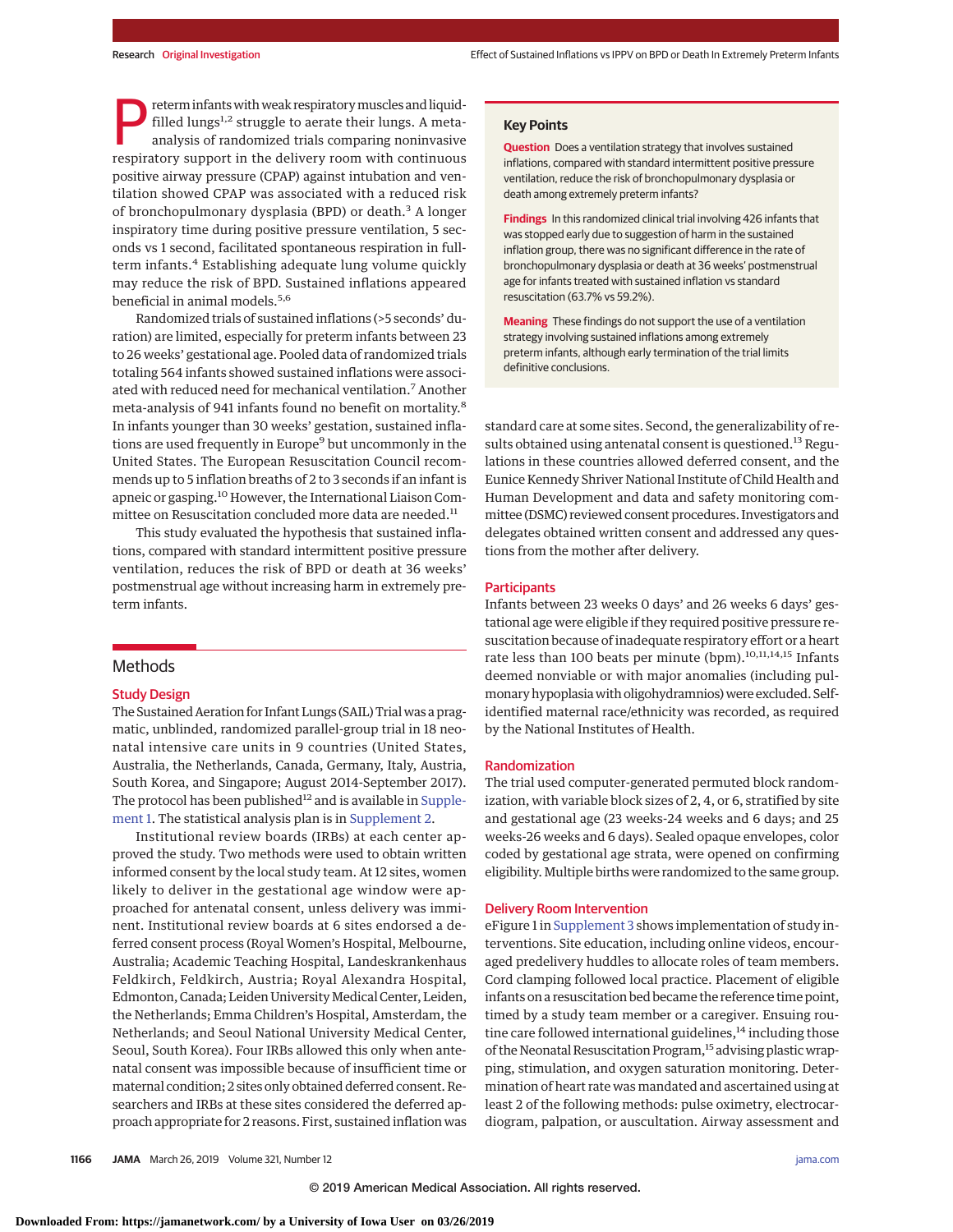Preterm infants with weak respiratory muscles and liquid-filled lungs[1,2] struggle to aerate their lungs. A meta-analysis of randomized trials comparing noninvasive respiratory support in the delivery room with continuous positive airway pressure (CPAP) against intubation and ventilation showed CPAP was associated with a reduced risk of bronchopulmonary dysplasia (BPD) or death.[3] A longer inspiratory time during positive pressure ventilation, 5 seconds vs 1 second, facilitated spontaneous respiration in full-term infants.[4] Establishing adequate lung volume quickly may reduce the risk of BPD. Sustained inflations appeared beneficial in animal models.[5,6]

Randomized trials of sustained inflations (>5 seconds' duration) are limited, especially for preterm infants between 23 to 26 weeks' gestational age. Pooled data of randomized trials totaling 564 infants showed sustained inflations were associated with reduced need for mechanical ventilation.[7] Another meta-analysis of 941 infants found no benefit on mortality.[8] In infants younger than 30 weeks' gestation, sustained inflations are used frequently in Europe[9] but uncommonly in the United States. The European Resuscitation Council recommends up to 5 inflation breaths of 2 to 3 seconds if an infant is apneic or gasping.[10] However, the International Liaison Committee on Resuscitation concluded more data are needed.[11]

This study evaluated the hypothesis that sustained inflations, compared with standard intermittent positive pressure ventilation, reduces the risk of BPD or death at 36 weeks' postmenstrual age without increasing harm in extremely preterm infants.

> **Key Points**
>
> **Question** Does a ventilation strategy that involves sustained inflations, compared with standard intermittent positive pressure ventilation, reduce the risk of bronchopulmonary dysplasia or death among extremely preterm infants?
>
> **Findings** In this randomized clinical trial involving 426 infants that was stopped early due to suggestion of harm in the sustained inflation group, there was no significant difference in the rate of bronchopulmonary dysplasia or death at 36 weeks' postmenstrual age for infants treated with sustained inflation vs standard resuscitation (63.7% vs 59.2%).
>
> **Meaning** These findings do not support the use of a ventilation strategy involving sustained inflations among extremely preterm infants, although early termination of the trial limits definitive conclusions.

## Methods

### Study Design

The Sustained Aeration for Infant Lungs (SAIL) Trial was a pragmatic, unblinded, randomized parallel-group trial in 18 neonatal intensive care units in 9 countries (United States, Australia, the Netherlands, Canada, Germany, Italy, Austria, South Korea, and Singapore; August 2014-September 2017). The protocol has been published[12] and is available in Supplement 1. The statistical analysis plan is in Supplement 2.

Institutional review boards (IRBs) at each center approved the study. Two methods were used to obtain written informed consent by the local study team. At 12 sites, women likely to deliver in the gestational age window were approached for antenatal consent, unless delivery was imminent. Institutional review boards at 6 sites endorsed a deferred consent process (Royal Women's Hospital, Melbourne, Australia; Academic Teaching Hospital, Landeskrankenhaus Feldkirch, Feldkirch, Austria; Royal Alexandra Hospital, Edmonton, Canada; Leiden University Medical Center, Leiden, the Netherlands; Emma Children's Hospital, Amsterdam, the Netherlands; and Seoul National University Medical Center, Seoul, South Korea). Four IRBs allowed this only when antenatal consent was impossible because of insufficient time or maternal condition; 2 sites only obtained deferred consent. Researchers and IRBs at these sites considered the deferred approach appropriate for 2 reasons. First, sustained inflation was standard care at some sites. Second, the generalizability of results obtained using antenatal consent is questioned.[13] Regulations in these countries allowed deferred consent, and the Eunice Kennedy Shriver National Institute of Child Health and Human Development and data and safety monitoring committee (DSMC) reviewed consent procedures. Investigators and delegates obtained written consent and addressed any questions from the mother after delivery.

### Participants

Infants between 23 weeks 0 days' and 26 weeks 6 days' gestational age were eligible if they required positive pressure resuscitation because of inadequate respiratory effort or a heart rate less than 100 beats per minute (bpm).[10,11,14,15] Infants deemed nonviable or with major anomalies (including pulmonary hypoplasia with oligohydramnios) were excluded. Self-identified maternal race/ethnicity was recorded, as required by the National Institutes of Health.

### Randomization

The trial used computer-generated permuted block randomization, with variable block sizes of 2, 4, or 6, stratified by site and gestational age (23 weeks-24 weeks and 6 days; and 25 weeks-26 weeks and 6 days). Sealed opaque envelopes, color coded by gestational age strata, were opened on confirming eligibility. Multiple births were randomized to the same group.

### Delivery Room Intervention

eFigure 1 in Supplement 3 shows implementation of study interventions. Site education, including online videos, encouraged predelivery huddles to allocate roles of team members. Cord clamping followed local practice. Placement of eligible infants on a resuscitation bed became the reference time point, timed by a study team member or a caregiver. Ensuing routine care followed international guidelines,[14] including those of the Neonatal Resuscitation Program,[15] advising plastic wrapping, stimulation, and oxygen saturation monitoring. Determination of heart rate was mandated and ascertained using at least 2 of the following methods: pulse oximetry, electrocardiogram, palpation, or auscultation. Airway assessment and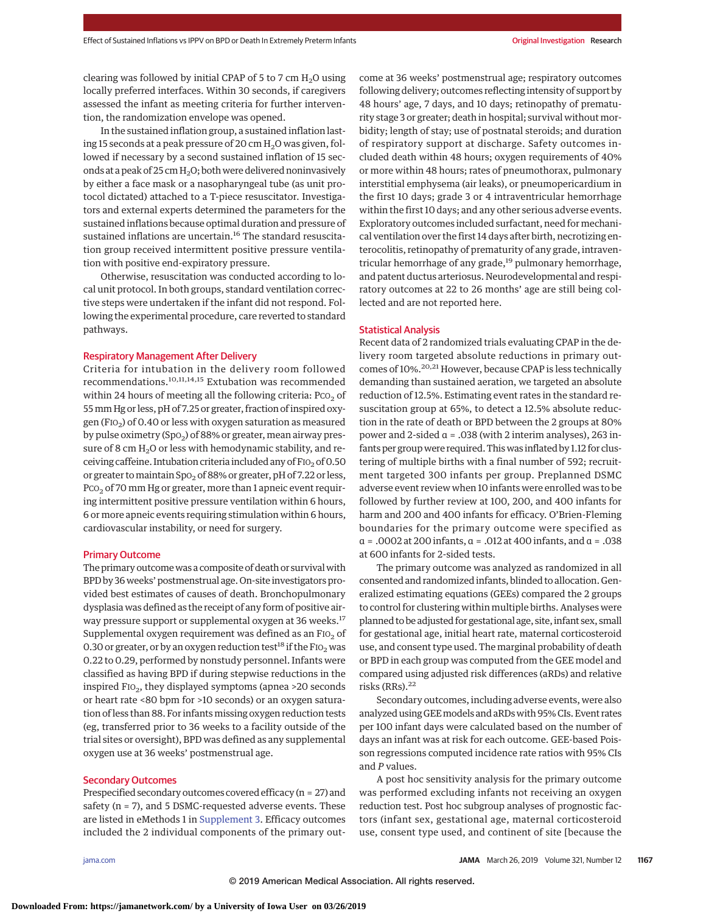clearing was followed by initial CPAP of 5 to 7 cm $H_2O$ using locally preferred interfaces. Within 30 seconds, if caregivers assessed the infant as meeting criteria for further intervention, the randomization envelope was opened.

In the sustained inflation group, a sustained inflation lasting 15 seconds at a peak pressure of 20 cm $H_2O$ was given, followed if necessary by a second sustained inflation of 15 seconds at a peak of 25 cm $H_2O$; both were delivered noninvasively by either a face mask or a nasopharyngeal tube (as unit protocol dictated) attached to a T-piece resuscitator. Investigators and external experts determined the parameters for the sustained inflations because optimal duration and pressure of sustained inflations are uncertain.[16] The standard resuscitation group received intermittent positive pressure ventilation with positive end-expiratory pressure.

Otherwise, resuscitation was conducted according to local unit protocol. In both groups, standard ventilation corrective steps were undertaken if the infant did not respond. Following the experimental procedure, care reverted to standard pathways.

### Respiratory Management After Delivery

Criteria for intubation in the delivery room followed recommendations.[10,11,14,15] Extubation was recommended within 24 hours of meeting all the following criteria: $P_{CO_2}$ of 55 mm Hg or less, pH of 7.25 or greater, fraction of inspired oxygen ($F_{IO_2}$) of 0.40 or less with oxygen saturation as measured by pulse oximetry ($Sp_{O_2}$) of 88% or greater, mean airway pressure of 8 cm $H_2O$ or less with hemodynamic stability, and receiving caffeine. Intubation criteria included any of $F_{IO_2}$ of 0.50 or greater to maintain $Sp_{O_2}$ of 88% or greater, pH of 7.22 or less, $P_{CO_2}$ of 70 mm Hg or greater, more than 1 apneic event requiring intermittent positive pressure ventilation within 6 hours, 6 or more apneic events requiring stimulation within 6 hours, cardiovascular instability, or need for surgery.

### Primary Outcome

The primary outcome was a composite of death or survival with BPD by 36 weeks' postmenstrual age. On-site investigators provided best estimates of causes of death. Bronchopulmonary dysplasia was defined as the receipt of any form of positive airway pressure support or supplemental oxygen at 36 weeks.[17] Supplemental oxygen requirement was defined as an $F_{IO_2}$ of 0.30 or greater, or by an oxygen reduction test[18] if the $F_{IO_2}$ was 0.22 to 0.29, performed by nonstudy personnel. Infants were classified as having BPD if during stepwise reductions in the inspired $F_{IO_2}$, they displayed symptoms (apnea >20 seconds or heart rate <80 bpm for >10 seconds) or an oxygen saturation of less than 88. For infants missing oxygen reduction tests (eg, transferred prior to 36 weeks to a facility outside of the trial sites or oversight), BPD was defined as any supplemental oxygen use at 36 weeks' postmenstrual age.

### Secondary Outcomes

Prespecified secondary outcomes covered efficacy (n = 27) and safety (n = 7), and 5 DSMC-requested adverse events. These are listed in eMethods 1 in Supplement 3. Efficacy outcomes included the 2 individual components of the primary outcome at 36 weeks' postmenstrual age; respiratory outcomes following delivery; outcomes reflecting intensity of support by 48 hours' age, 7 days, and 10 days; retinopathy of prematurity stage 3 or greater; death in hospital; survival without morbidity; length of stay; use of postnatal steroids; and duration of respiratory support at discharge. Safety outcomes included death within 48 hours; oxygen requirements of 40% or more within 48 hours; rates of pneumothorax, pulmonary interstitial emphysema (air leaks), or pneumopericardium in the first 10 days; grade 3 or 4 intraventricular hemorrhage within the first 10 days; and any other serious adverse events. Exploratory outcomes included surfactant, need for mechanical ventilation over the first 14 days after birth, necrotizing enterocolitis, retinopathy of prematurity of any grade, intraventricular hemorrhage of any grade,[19] pulmonary hemorrhage, and patent ductus arteriosus. Neurodevelopmental and respiratory outcomes at 22 to 26 months' age are still being collected and are not reported here.

### Statistical Analysis

Recent data of 2 randomized trials evaluating CPAP in the delivery room targeted absolute reductions in primary outcomes of 10%.[20,21] However, because CPAP is less technically demanding than sustained aeration, we targeted an absolute reduction of 12.5%. Estimating event rates in the standard resuscitation group at 65%, to detect a 12.5% absolute reduction in the rate of death or BPD between the 2 groups at 80% power and 2-sided α = .038 (with 2 interim analyses), 263 infants per group were required. This was inflated by 1.12 for clustering of multiple births with a final number of 592; recruitment targeted 300 infants per group. Preplanned DSMC adverse event review when 10 infants were enrolled was to be followed by further review at 100, 200, and 400 infants for harm and 200 and 400 infants for efficacy. O'Brien-Fleming boundaries for the primary outcome were specified as α = .0002 at 200 infants, α = .012 at 400 infants, and α = .038 at 600 infants for 2-sided tests.

The primary outcome was analyzed as randomized in all consented and randomized infants, blinded to allocation. Generalized estimating equations (GEEs) compared the 2 groups to control for clustering within multiple births. Analyses were planned to be adjusted for gestational age, site, infant sex, small for gestational age, initial heart rate, maternal corticosteroid use, and consent type used. The marginal probability of death or BPD in each group was computed from the GEE model and compared using adjusted risk differences (aRDs) and relative risks (RRs).[22]

Secondary outcomes, including adverse events, were also analyzed using GEE models and aRDs with 95% CIs. Event rates per 100 infant days were calculated based on the number of days an infant was at risk for each outcome. GEE-based Poisson regressions computed incidence rate ratios with 95% CIs and *P* values.

A post hoc sensitivity analysis for the primary outcome was performed excluding infants not receiving an oxygen reduction test. Post hoc subgroup analyses of prognostic factors (infant sex, gestational age, maternal corticosteroid use, consent type used, and continent of site [because the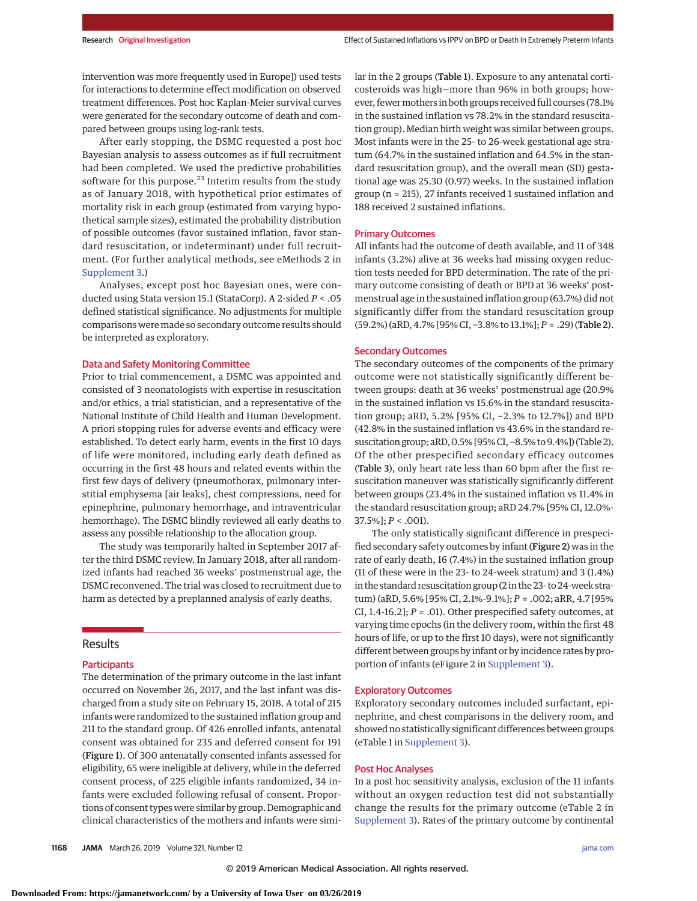intervention was more frequently used in Europe]) used tests for interactions to determine effect modification on observed treatment differences. Post hoc Kaplan-Meier survival curves were generated for the secondary outcome of death and compared between groups using log-rank tests.

After early stopping, the DSMC requested a post hoc Bayesian analysis to assess outcomes as if full recruitment had been completed. We used the predictive probabilities software for this purpose.[23] Interim results from the study as of January 2018, with hypothetical prior estimates of mortality risk in each group (estimated from varying hypothetical sample sizes), estimated the probability distribution of possible outcomes (favor sustained inflation, favor standard resuscitation, or indeterminant) under full recruitment. (For further analytical methods, see eMethods 2 in Supplement 3.)

Analyses, except post hoc Bayesian ones, were conducted using Stata version 15.1 (StataCorp). A 2-sided $P < .05$ defined statistical significance. No adjustments for multiple comparisons were made so secondary outcome results should be interpreted as exploratory.

### Data and Safety Monitoring Committee

Prior to trial commencement, a DSMC was appointed and consisted of 3 neonatologists with expertise in resuscitation and/or ethics, a trial statistician, and a representative of the National Institute of Child Health and Human Development. A priori stopping rules for adverse events and efficacy were established. To detect early harm, events in the first 10 days of life were monitored, including early death defined as occurring in the first 48 hours and related events within the first few days of delivery (pneumothorax, pulmonary interstitial emphysema [air leaks], chest compressions, need for epinephrine, pulmonary hemorrhage, and intraventricular hemorrhage). The DSMC blindly reviewed all early deaths to assess any possible relationship to the allocation group.

The study was temporarily halted in September 2017 after the third DSMC review. In January 2018, after all randomized infants had reached 36 weeks' postmenstrual age, the DSMC reconvened. The trial was closed to recruitment due to harm as detected by a preplanned analysis of early deaths.

## Results

### Participants

The determination of the primary outcome in the last infant occurred on November 26, 2017, and the last infant was discharged from a study site on February 15, 2018. A total of 215 infants were randomized to the sustained inflation group and 211 to the standard group. Of 426 enrolled infants, antenatal consent was obtained for 235 and deferred consent for 191 (**Figure 1**). Of 300 antenatally consented infants assessed for eligibility, 65 were ineligible at delivery, while in the deferred consent process, of 225 eligible infants randomized, 34 infants were excluded following refusal of consent. Proportions of consent types were similar by group. Demographic and clinical characteristics of the mothers and infants were similar in the 2 groups (**Table 1**). Exposure to any antenatal corticosteroids was high—more than 96% in both groups; however, fewer mothers in both groups received full courses (78.1% in the sustained inflation vs 78.2% in the standard resuscitation group). Median birth weight was similar between groups. Most infants were in the 25- to 26-week gestational age stratum (64.7% in the sustained inflation and 64.5% in the standard resuscitation group), and the overall mean (SD) gestational age was 25.30 (0.97) weeks. In the sustained inflation group (n = 215), 27 infants received 1 sustained inflation and 188 received 2 sustained inflations.

### Primary Outcomes

All infants had the outcome of death available, and 11 of 348 infants (3.2%) alive at 36 weeks had missing oxygen reduction tests needed for BPD determination. The rate of the primary outcome consisting of death or BPD at 36 weeks' postmenstrual age in the sustained inflation group (63.7%) did not significantly differ from the standard resuscitation group (59.2%) (aRD, 4.7% [95% CI, −3.8% to 13.1%]; $P = .29$) (**Table 2**).

### Secondary Outcomes

The secondary outcomes of the components of the primary outcome were not statistically significantly different between groups: death at 36 weeks' postmenstrual age (20.9% in the sustained inflation vs 15.6% in the standard resuscitation group; aRD, 5.2% [95% CI, −2.3% to 12.7%]) and BPD (42.8% in the sustained inflation vs 43.6% in the standard resuscitation group; aRD, 0.5% [95% CI, −8.5% to 9.4%]) (Table 2). Of the other prespecified secondary efficacy outcomes (**Table 3**), only heart rate less than 60 bpm after the first resuscitation maneuver was statistically significantly different between groups (23.4% in the sustained inflation vs 11.4% in the standard resuscitation group; aRD 24.7% [95% CI, 12.0%-37.5%]; $P < .001$).

The only statistically significant difference in prespecified secondary safety outcomes by infant (**Figure 2**) was in the rate of early death, 16 (7.4%) in the sustained inflation group (11 of these were in the 23- to 24-week stratum) and 3 (1.4%) in the standard resuscitation group (2 in the 23- to 24-week stratum) (aRD, 5.6% [95% CI, 2.1%-9.1%]; $P = .002$; aRR, 4.7 [95% CI, 1.4-16.2]; $P = .01$). Other prespecified safety outcomes, at varying time epochs (in the delivery room, within the first 48 hours of life, or up to the first 10 days), were not significantly different between groups by infant or by incidence rates by proportion of infants (eFigure 2 in Supplement 3).

### Exploratory Outcomes

Exploratory secondary outcomes included surfactant, epinephrine, and chest comparisons in the delivery room, and showed no statistically significant differences between groups (eTable 1 in Supplement 3).

### Post Hoc Analyses

In a post hoc sensitivity analysis, exclusion of the 11 infants without an oxygen reduction test did not substantially change the results for the primary outcome (eTable 2 in Supplement 3). Rates of the primary outcome by continental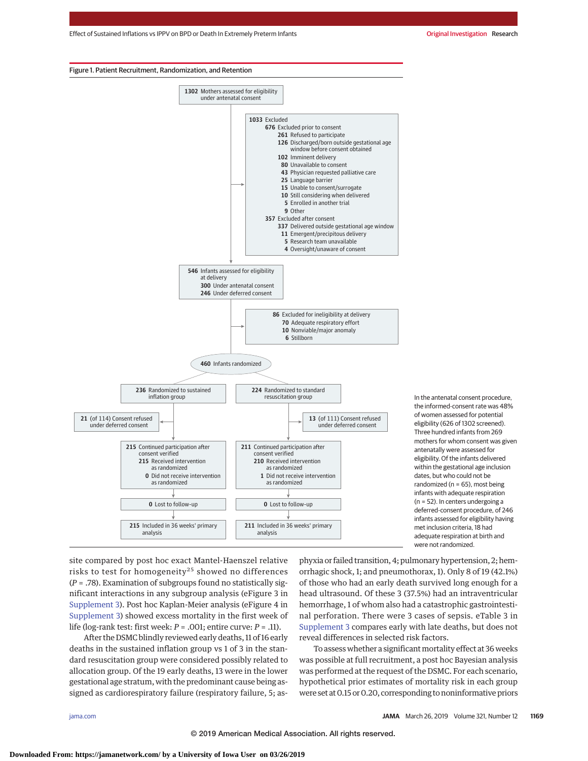Figure 1. Patient Recruitment, Randomization, and Retention

**1302** Mothers assessed for eligibility under antenatal consent

**1033** Excluded
- **676** Excluded prior to consent
  - **261** Refused to participate
  - **126** Discharged/born outside gestational age window before consent obtained
  - **102** Imminent delivery
  - **80** Unavailable to consent
  - **43** Physician requested palliative care
  - **25** Language barrier
  - **15** Unable to consent/surrogate
  - **10** Still considering when delivered
  - **5** Enrolled in another trial
  - **9** Other
- **357** Excluded after consent
  - **337** Delivered outside gestational age window
  - **11** Emergent/precipitous delivery
  - **5** Research team unavailable
  - **4** Oversight/unaware of consent

**546** Infants assessed for eligibility at delivery
- **300** Under antenatal consent
- **246** Under deferred consent

**86** Excluded for ineligibility at delivery
- **70** Adequate respiratory effort
- **10** Nonviable/major anomaly
- **6** Stillborn

**460** Infants randomized

**236** Randomized to sustained inflation group
- **21** (of 114) Consent refused under deferred consent
- **215** Continued participation after consent verified
  - **215** Received intervention as randomized
  - **0** Did not receive intervention as randomized
- **0** Lost to follow-up
- **215** Included in 36 weeks' primary analysis

**224** Randomized to standard resuscitation group
- **13** (of 111) Consent refused under deferred consent
- **211** Continued participation after consent verified
  - **210** Received intervention as randomized
  - **1** Did not receive intervention as randomized
- **0** Lost to follow-up
- **211** Included in 36 weeks' primary analysis

In the antenatal consent procedure, the informed-consent rate was 48% of women assessed for potential eligibility (626 of 1302 screened). Three hundred infants from 269 mothers for whom consent was given antenatally were assessed for eligibility. Of the infants delivered within the gestational age inclusion dates, but who could not be randomized (n = 65), most being infants with adequate respiration (n = 52). In centers undergoing a deferred-consent procedure, of 246 infants assessed for eligibility having met inclusion criteria, 18 had adequate respiration at birth and were not randomized.

site compared by post hoc exact Mantel-Haenszel relative risks to test for homogeneity[25] showed no differences ($P = .78$). Examination of subgroups found no statistically significant interactions in any subgroup analysis (eFigure 3 in Supplement 3). Post hoc Kaplan-Meier analysis (eFigure 4 in Supplement 3) showed excess mortality in the first week of life (log-rank test: first week: $P = .001$; entire curve: $P = .11$).

After the DSMC blindly reviewed early deaths, 11 of 16 early deaths in the sustained inflation group vs 1 of 3 in the standard resuscitation group were considered possibly related to allocation group. Of the 19 early deaths, 13 were in the lower gestational age stratum, with the predominant cause being assigned as cardiorespiratory failure (respiratory failure, 5; asphyxia or failed transition, 4; pulmonary hypertension, 2; hemorrhagic shock, 1; and pneumothorax, 1). Only 8 of 19 (42.1%) of those who had an early death survived long enough for a head ultrasound. Of these 3 (37.5%) had an intraventricular hemorrhage, 1 of whom also had a catastrophic gastrointestinal perforation. There were 3 cases of sepsis. eTable 3 in Supplement 3 compares early with late deaths, but does not reveal differences in selected risk factors.

To assess whether a significant mortality effect at 36 weeks was possible at full recruitment, a post hoc Bayesian analysis was performed at the request of the DSMC. For each scenario, hypothetical prior estimates of mortality risk in each group were set at 0.15 or 0.20, corresponding to noninformative priors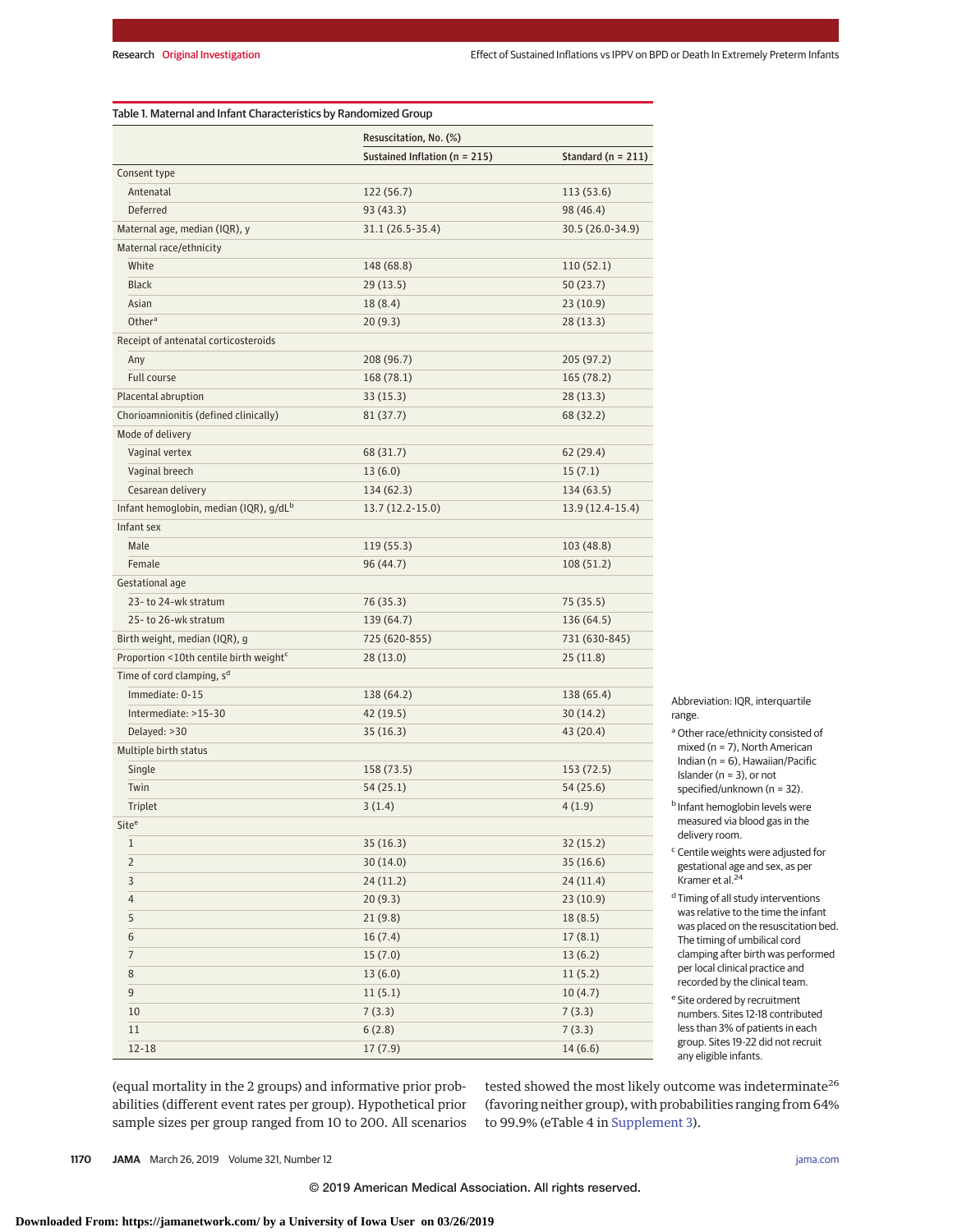Table 1. Maternal and Infant Characteristics by Randomized Group

| | Resuscitation, No. (%) | |
|---|---|---|
| | Sustained Inflation (n = 215) | Standard (n = 211) |
| Consent type | | |
| Antenatal | 122 (56.7) | 113 (53.6) |
| Deferred | 93 (43.3) | 98 (46.4) |
| Maternal age, median (IQR), y | 31.1 (26.5-35.4) | 30.5 (26.0-34.9) |
| Maternal race/ethnicity | | |
| White | 148 (68.8) | 110 (52.1) |
| Black | 29 (13.5) | 50 (23.7) |
| Asian | 18 (8.4) | 23 (10.9) |
| Other[a] | 20 (9.3) | 28 (13.3) |
| Receipt of antenatal corticosteroids | | |
| Any | 208 (96.7) | 205 (97.2) |
| Full course | 168 (78.1) | 165 (78.2) |
| Placental abruption | 33 (15.3) | 28 (13.3) |
| Chorioamnionitis (defined clinically) | 81 (37.7) | 68 (32.2) |
| Mode of delivery | | |
| Vaginal vertex | 68 (31.7) | 62 (29.4) |
| Vaginal breech | 13 (6.0) | 15 (7.1) |
| Cesarean delivery | 134 (62.3) | 134 (63.5) |
| Infant hemoglobin, median (IQR), g/dL[b] | 13.7 (12.2-15.0) | 13.9 (12.4-15.4) |
| Infant sex | | |
| Male | 119 (55.3) | 103 (48.8) |
| Female | 96 (44.7) | 108 (51.2) |
| Gestational age | | |
| 23- to 24-wk stratum | 76 (35.3) | 75 (35.5) |
| 25- to 26-wk stratum | 139 (64.7) | 136 (64.5) |
| Birth weight, median (IQR), g | 725 (620-855) | 731 (630-845) |
| Proportion <10th centile birth weight[c] | 28 (13.0) | 25 (11.8) |
| Time of cord clamping, s[d] | | |
| Immediate: 0-15 | 138 (64.2) | 138 (65.4) |
| Intermediate: >15-30 | 42 (19.5) | 30 (14.2) |
| Delayed: >30 | 35 (16.3) | 43 (20.4) |
| Multiple birth status | | |
| Single | 158 (73.5) | 153 (72.5) |
| Twin | 54 (25.1) | 54 (25.6) |
| Triplet | 3 (1.4) | 4 (1.9) |
| Site[e] | | |
| 1 | 35 (16.3) | 32 (15.2) |
| 2 | 30 (14.0) | 35 (16.6) |
| 3 | 24 (11.2) | 24 (11.4) |
| 4 | 20 (9.3) | 23 (10.9) |
| 5 | 21 (9.8) | 18 (8.5) |
| 6 | 16 (7.4) | 17 (8.1) |
| 7 | 15 (7.0) | 13 (6.2) |
| 8 | 13 (6.0) | 11 (5.2) |
| 9 | 11 (5.1) | 10 (4.7) |
| 10 | 7 (3.3) | 7 (3.3) |
| 11 | 6 (2.8) | 7 (3.3) |
| 12-18 | 17 (7.9) | 14 (6.6) |

Abbreviation: IQR, interquartile range.

[a] Other race/ethnicity consisted of mixed (n = 7), North American Indian (n = 6), Hawaiian/Pacific Islander (n = 3), or not specified/unknown (n = 32).

[b] Infant hemoglobin levels were measured via blood gas in the delivery room.

[c] Centile weights were adjusted for gestational age and sex, as per Kramer et al.[24]

[d] Timing of all study interventions was relative to the time the infant was placed on the resuscitation bed. The timing of umbilical cord clamping after birth was performed per local clinical practice and recorded by the clinical team.

[e] Site ordered by recruitment numbers. Sites 12-18 contributed less than 3% of patients in each group. Sites 19-22 did not recruit any eligible infants.

(equal mortality in the 2 groups) and informative prior probabilities (different event rates per group). Hypothetical prior sample sizes per group ranged from 10 to 200. All scenarios tested showed the most likely outcome was indeterminate[26] (favoring neither group), with probabilities ranging from 64% to 99.9% (eTable 4 in Supplement 3).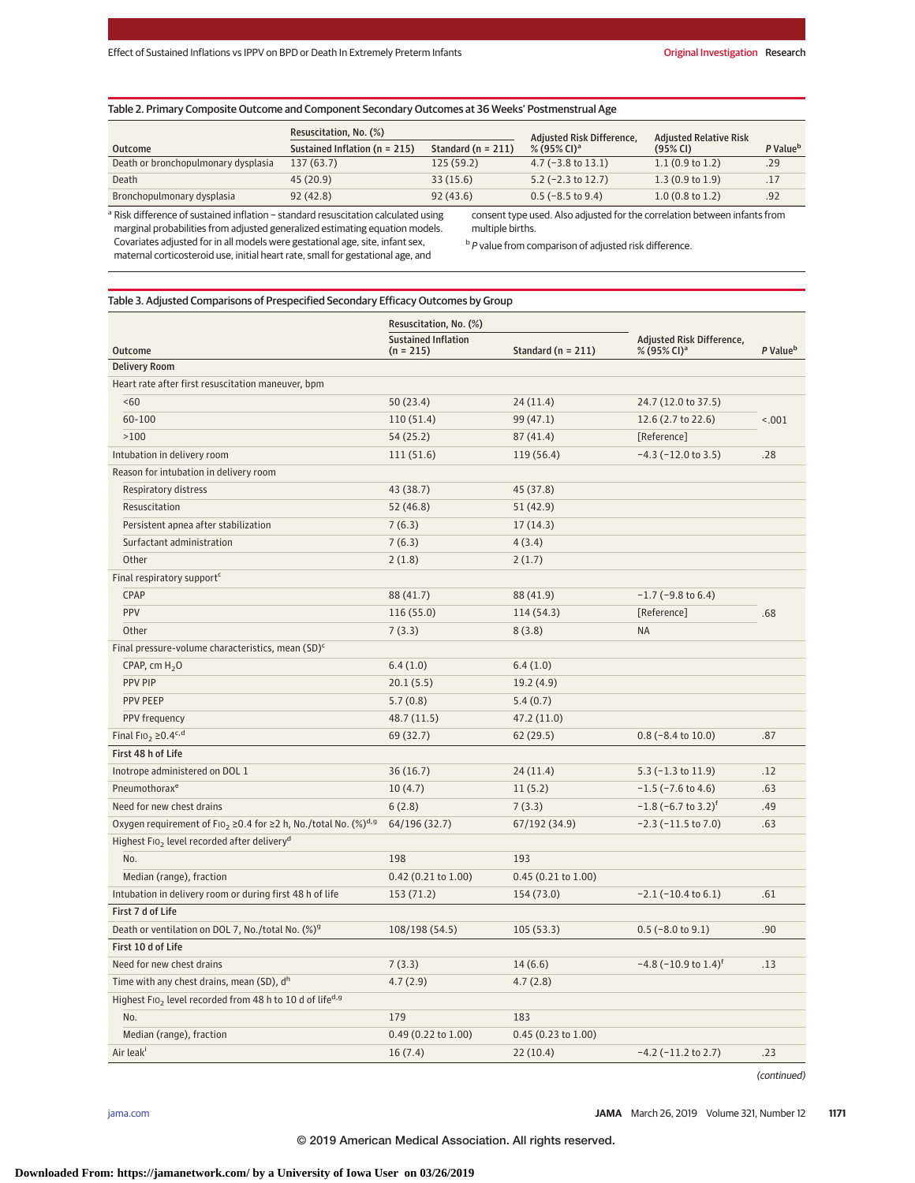Table 2. Primary Composite Outcome and Component Secondary Outcomes at 36 Weeks' Postmenstrual Age

| Outcome | Resuscitation, No. (%) | | Adjusted Risk Difference, % (95% CI)[a] | Adjusted Relative Risk (95% CI) | *P* Value[b] |
|---|---|---|---|---|---|
| | Sustained Inflation (n = 215) | Standard (n = 211) | | | |
| Death or bronchopulmonary dysplasia | 137 (63.7) | 125 (59.2) | 4.7 (−3.8 to 13.1) | 1.1 (0.9 to 1.2) | .29 |
| Death | 45 (20.9) | 33 (15.6) | 5.2 (−2.3 to 12.7) | 1.3 (0.9 to 1.9) | .17 |
| Bronchopulmonary dysplasia | 92 (42.8) | 92 (43.6) | 0.5 (−8.5 to 9.4) | 1.0 (0.8 to 1.2) | .92 |

[a] Risk difference of sustained inflation − standard resuscitation calculated using marginal probabilities from adjusted generalized estimating equation models. Covariates adjusted for in all models were gestational age, site, infant sex, maternal corticosteroid use, initial heart rate, small for gestational age, and consent type used. Also adjusted for the correlation between infants from multiple births.

[b] *P* value from comparison of adjusted risk difference.

Table 3. Adjusted Comparisons of Prespecified Secondary Efficacy Outcomes by Group

| Outcome | Resuscitation, No. (%) | | Adjusted Risk Difference, % (95% CI)[a] | *P* Value[b] |
|---|---|---|---|---|
| | Sustained Inflation (n = 215) | Standard (n = 211) | | |
| **Delivery Room** | | | | |
| Heart rate after first resuscitation maneuver, bpm | | | | |
| <60 | 50 (23.4) | 24 (11.4) | 24.7 (12.0 to 37.5) | <.001 |
| 60-100 | 110 (51.4) | 99 (47.1) | 12.6 (2.7 to 22.6) | |
| >100 | 54 (25.2) | 87 (41.4) | [Reference] | |
| Intubation in delivery room | 111 (51.6) | 119 (56.4) | −4.3 (−12.0 to 3.5) | .28 |
| Reason for intubation in delivery room | | | | |
| Respiratory distress | 43 (38.7) | 45 (37.8) | | |
| Resuscitation | 52 (46.8) | 51 (42.9) | | |
| Persistent apnea after stabilization | 7 (6.3) | 17 (14.3) | | |
| Surfactant administration | 7 (6.3) | 4 (3.4) | | |
| Other | 2 (1.8) | 2 (1.7) | | |
| Final respiratory support[c] | | | | |
| CPAP | 88 (41.7) | 88 (41.9) | −1.7 (−9.8 to 6.4) | .68 |
| PPV | 116 (55.0) | 114 (54.3) | [Reference] | |
| Other | 7 (3.3) | 8 (3.8) | NA | |
| Final pressure-volume characteristics, mean (SD)[c] | | | | |
| CPAP, cm $H_2O$ | 6.4 (1.0) | 6.4 (1.0) | | |
| PPV PIP | 20.1 (5.5) | 19.2 (4.9) | | |
| PPV PEEP | 5.7 (0.8) | 5.4 (0.7) | | |
| PPV frequency | 48.7 (11.5) | 47.2 (11.0) | | |
| Final $FIO_2$ ≥0.4[c,d] | 69 (32.7) | 62 (29.5) | 0.8 (−8.4 to 10.0) | .87 |
| **First 48 h of Life** | | | | |
| Inotrope administered on DOL 1 | 36 (16.7) | 24 (11.4) | 5.3 (−1.3 to 11.9) | .12 |
| Pneumothorax[e] | 10 (4.7) | 11 (5.2) | −1.5 (−7.6 to 4.6) | .63 |
| Need for new chest drains | 6 (2.8) | 7 (3.3) | −1.8 (−6.7 to 3.2)[f] | .49 |
| Oxygen requirement of $FIO_2$ ≥0.4 for ≥2 h, No./total No. (%)[d,g] | 64/196 (32.7) | 67/192 (34.9) | −2.3 (−11.5 to 7.0) | .63 |
| Highest $FIO_2$ level recorded after delivery[d] | | | | |
| No. | 198 | 193 | | |
| Median (range), fraction | 0.42 (0.21 to 1.00) | 0.45 (0.21 to 1.00) | | |
| Intubation in delivery room or during first 48 h of life | 153 (71.2) | 154 (73.0) | −2.1 (−10.4 to 6.1) | .61 |
| **First 7 d of Life** | | | | |
| Death or ventilation on DOL 7, No./total No. (%)[g] | 108/198 (54.5) | 105 (53.3) | 0.5 (−8.0 to 9.1) | .90 |
| **First 10 d of Life** | | | | |
| Need for new chest drains | 7 (3.3) | 14 (6.6) | −4.8 (−10.9 to 1.4)[f] | .13 |
| Time with any chest drains, mean (SD), d[h] | 4.7 (2.9) | 4.7 (2.8) | | |
| Highest $FIO_2$ level recorded from 48 h to 10 d of life[d,g] | | | | |
| No. | 179 | 183 | | |
| Median (range), fraction | 0.49 (0.22 to 1.00) | 0.45 (0.23 to 1.00) | | |
| Air leak[i] | 16 (7.4) | 22 (10.4) | −4.2 (−11.2 to 2.7) | .23 |

(continued)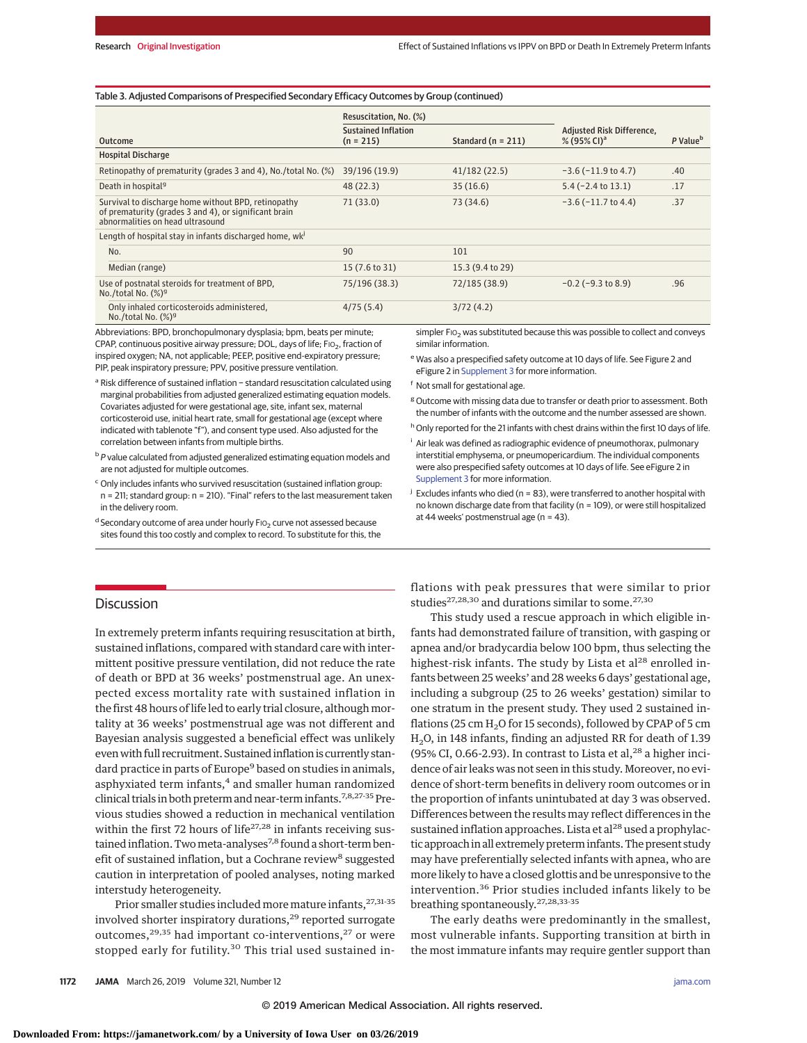Table 3. Adjusted Comparisons of Prespecified Secondary Efficacy Outcomes by Group (continued)

| Outcome | Resuscitation, No. (%) Sustained Inflation (n = 215) | Standard (n = 211) | Adjusted Risk Difference, % (95% CI)[a] | P Value[b] |
|---|---|---|---|---|
| **Hospital Discharge** | | | | |
| Retinopathy of prematurity (grades 3 and 4), No./total No. (%) | 39/196 (19.9) | 41/182 (22.5) | −3.6 (−11.9 to 4.7) | .40 |
| Death in hospital[g] | 48 (22.3) | 35 (16.6) | 5.4 (−2.4 to 13.1) | .17 |
| Survival to discharge home without BPD, retinopathy of prematurity (grades 3 and 4), or significant brain abnormalities on head ultrasound | 71 (33.0) | 73 (34.6) | −3.6 (−11.7 to 4.4) | .37 |
| Length of hospital stay in infants discharged home, wk[j] | | | | |
| No. | 90 | 101 | | |
| Median (range) | 15 (7.6 to 31) | 15.3 (9.4 to 29) | | |
| Use of postnatal steroids for treatment of BPD, No./total No. (%)[g] | 75/196 (38.3) | 72/185 (38.9) | −0.2 (−9.3 to 8.9) | .96 |
| Only inhaled corticosteroids administered, No./total No. (%)[g] | 4/75 (5.4) | 3/72 (4.2) | | |

Abbreviations: BPD, bronchopulmonary dysplasia; bpm, beats per minute; CPAP, continuous positive airway pressure; DOL, days of life; $FIO_2$, fraction of inspired oxygen; NA, not applicable; PEEP, positive end-expiratory pressure; PIP, peak inspiratory pressure; PPV, positive pressure ventilation.

[a] Risk difference of sustained inflation − standard resuscitation calculated using marginal probabilities from adjusted generalized estimating equation models. Covariates adjusted for were gestational age, site, infant sex, maternal corticosteroid use, initial heart rate, small for gestational age (except where indicated with tablenote "f"), and consent type used. Also adjusted for the correlation between infants from multiple births.

[b] *P* value calculated from adjusted generalized estimating equation models and are not adjusted for multiple outcomes.

[c] Only includes infants who survived resuscitation (sustained inflation group: n = 211; standard group: n = 210). "Final" refers to the last measurement taken in the delivery room.

[d] Secondary outcome of area under hourly $FIO_2$ curve not assessed because sites found this too costly and complex to record. To substitute for this, the simpler $FIO_2$ was substituted because this was possible to collect and conveys similar information.

[e] Was also a prespecified safety outcome at 10 days of life. See Figure 2 and eFigure 2 in Supplement 3 for more information.

[f] Not small for gestational age.

[g] Outcome with missing data due to transfer or death prior to assessment. Both the number of infants with the outcome and the number assessed are shown.

[h] Only reported for the 21 infants with chest drains within the first 10 days of life.

[i] Air leak was defined as radiographic evidence of pneumothorax, pulmonary interstitial emphysema, or pneumopericardium. The individual components were also prespecified safety outcomes at 10 days of life. See eFigure 2 in Supplement 3 for more information.

[j] Excludes infants who died (n = 83), were transferred to another hospital with no known discharge date from that facility (n = 109), or were still hospitalized at 44 weeks' postmenstrual age (n = 43).

## Discussion

In extremely preterm infants requiring resuscitation at birth, sustained inflations, compared with standard care with intermittent positive pressure ventilation, did not reduce the rate of death or BPD at 36 weeks' postmenstrual age. An unexpected excess mortality rate with sustained inflation in the first 48 hours of life led to early trial closure, although mortality at 36 weeks' postmenstrual age was not different and Bayesian analysis suggested a beneficial effect was unlikely even with full recruitment. Sustained inflation is currently standard practice in parts of Europe[9] based on studies in animals, asphyxiated term infants,[4] and smaller human randomized clinical trials in both preterm and near-term infants.[7,8,27-35] Previous studies showed a reduction in mechanical ventilation within the first 72 hours of life[27,28] in infants receiving sustained inflation. Two meta-analyses[7,8] found a short-term benefit of sustained inflation, but a Cochrane review[8] suggested caution in interpretation of pooled analyses, noting marked interstudy heterogeneity.

Prior smaller studies included more mature infants,[27,31-35] involved shorter inspiratory durations,[29] reported surrogate outcomes,[29,35] had important co-interventions,[27] or were stopped early for futility.[30] This trial used sustained inflations with peak pressures that were similar to prior studies[27,28,30] and durations similar to some.[27,30]

This study used a rescue approach in which eligible infants had demonstrated failure of transition, with gasping or apnea and/or bradycardia below 100 bpm, thus selecting the highest-risk infants. The study by Lista et al[28] enrolled infants between 25 weeks' and 28 weeks 6 days' gestational age, including a subgroup (25 to 26 weeks' gestation) similar to one stratum in the present study. They used 2 sustained inflations (25 cm $H_2O$ for 15 seconds), followed by CPAP of 5 cm $H_2O$, in 148 infants, finding an adjusted RR for death of 1.39 (95% CI, 0.66-2.93). In contrast to Lista et al,[28] a higher incidence of air leaks was not seen in this study. Moreover, no evidence of short-term benefits in delivery room outcomes or in the proportion of infants unintubated at day 3 was observed. Differences between the results may reflect differences in the sustained inflation approaches. Lista et al[28] used a prophylactic approach in all extremely preterm infants. The present study may have preferentially selected infants with apnea, who are more likely to have a closed glottis and be unresponsive to the intervention.[36] Prior studies included infants likely to be breathing spontaneously.[27,28,33-35]

The early deaths were predominantly in the smallest, most vulnerable infants. Supporting transition at birth in the most immature infants may require gentler support than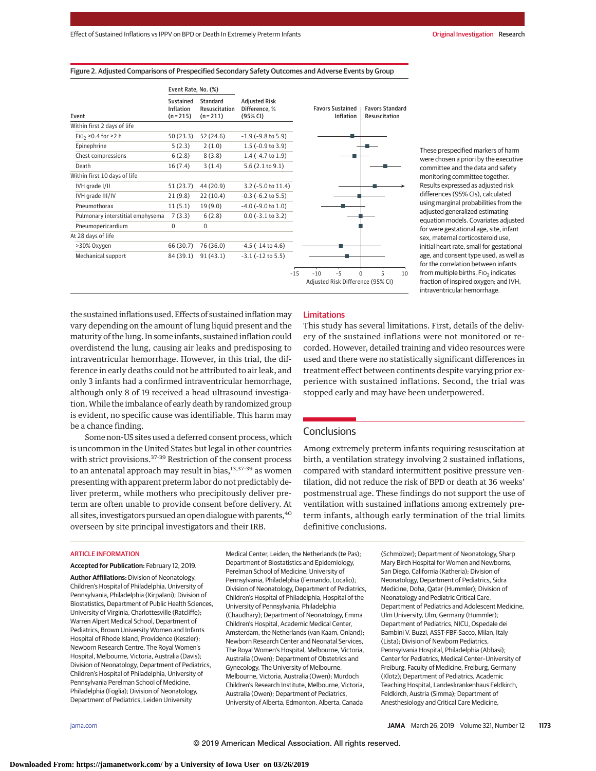**Figure 2. Adjusted Comparisons of Prespecified Secondary Safety Outcomes and Adverse Events by Group**

| Event | Event Rate, No. (%) Sustained Inflation (n=215) | Standard Resuscitation (n=211) | Adjusted Risk Difference, % (95% CI) |
|---|---|---|---|
| **Within first 2 days of life** | | | |
| $FIO_2$ ≥0.4 for ≥2 h | 50 (23.3) | 52 (24.6) | -1.9 (-9.8 to 5.9) |
| Epinephrine | 5 (2.3) | 2 (1.0) | 1.5 (-0.9 to 3.9) |
| Chest compressions | 6 (2.8) | 8 (3.8) | -1.4 (-4.7 to 1.9) |
| Death | 16 (7.4) | 3 (1.4) | 5.6 (2.1 to 9.1) |
| **Within first 10 days of life** | | | |
| IVH grade I/II | 51 (23.7) | 44 (20.9) | 3.2 (-5.0 to 11.4) |
| IVH grade III/IV | 21 (9.8) | 22 (10.4) | -0.3 (-6.2 to 5.5) |
| Pneumothorax | 11 (5.1) | 19 (9.0) | -4.0 (-9.0 to 1.0) |
| Pulmonary interstitial emphysema | 7 (3.3) | 6 (2.8) | 0.0 (-3.1 to 3.2) |
| Pneumopericardium | 0 | 0 | |
| **At 28 days of life** | | | |
| >30% Oxygen | 66 (30.7) | 76 (36.0) | -4.5 (-14 to 4.6) |
| Mechanical support | 84 (39.1) | 91 (43.1) | -3.1 (-12 to 5.5) |

Favors Sustained Inflation | Favors Standard Resuscitation

Adjusted Risk Difference (95% CI)

These prespecified markers of harm were chosen a priori by the executive committee and the data and safety monitoring committee together. Results expressed as adjusted risk differences (95% CIs), calculated using marginal probabilities from the adjusted generalized estimating equation models. Covariates adjusted for were gestational age, site, infant sex, maternal corticosteroid use, initial heart rate, small for gestational age, and consent type used, as well as for the correlation between infants from multiple births. $FIO_2$ indicates fraction of inspired oxygen; and IVH, intraventricular hemorrhage.

the sustained inflations used. Effects of sustained inflation may vary depending on the amount of lung liquid present and the maturity of the lung. In some infants, sustained inflation could overdistend the lung, causing air leaks and predisposing to intraventricular hemorrhage. However, in this trial, the difference in early deaths could not be attributed to air leak, and only 3 infants had a confirmed intraventricular hemorrhage, although only 8 of 19 received a head ultrasound investigation. While the imbalance of early death by randomized group is evident, no specific cause was identifiable. This harm may be a chance finding.

Some non-US sites used a deferred consent process, which is uncommon in the United States but legal in other countries with strict provisions.[37-39] Restriction of the consent process to an antenatal approach may result in bias,[13,37-39] as women presenting with apparent preterm labor do not predictably deliver preterm, while mothers who precipitously deliver preterm are often unable to provide consent before delivery. At all sites, investigators pursued an open dialogue with parents,[40] overseen by site principal investigators and their IRB.

## Limitations

This study has several limitations. First, details of the delivery of the sustained inflations were not monitored or recorded. However, detailed training and video resources were used and there were no statistically significant differences in treatment effect between continents despite varying prior experience with sustained inflations. Second, the trial was stopped early and may have been underpowered.

## Conclusions

Among extremely preterm infants requiring resuscitation at birth, a ventilation strategy involving 2 sustained inflations, compared with standard intermittent positive pressure ventilation, did not reduce the risk of BPD or death at 36 weeks' postmenstrual age. These findings do not support the use of ventilation with sustained inflations among extremely preterm infants, although early termination of the trial limits definitive conclusions.

ARTICLE INFORMATION

**Accepted for Publication:** February 12, 2019.

**Author Affiliations:** Division of Neonatology, Children's Hospital of Philadelphia, University of Pennsylvania, Philadelphia (Kirpalani); Division of Biostatistics, Department of Public Health Sciences, University of Virginia, Charlottesville (Ratcliffe); Warren Alpert Medical School, Department of Pediatrics, Brown University Women and Infants Hospital of Rhode Island, Providence (Keszler); Newborn Research Centre, The Royal Women's Hospital, Melbourne, Victoria, Australia (Davis); Division of Neonatology, Department of Pediatrics, Children's Hospital of Philadelphia, University of Pennsylvania Perelman School of Medicine, Philadelphia (Foglia); Division of Neonatology, Department of Pediatrics, Leiden University Medical Center, Leiden, the Netherlands (te Pas); Department of Biostatistics and Epidemiology, Perelman School of Medicine, University of Pennsylvania, Philadelphia (Fernando, Localio); Division of Neonatology, Department of Pediatrics, Children's Hospital of Philadelphia, Hospital of the University of Pennsylvania, Philadelphia (Chaudhary); Department of Neonatology, Emma Children's Hospital, Academic Medical Center, Amsterdam, the Netherlands (van Kaam, Onland); Newborn Research Center and Neonatal Services, The Royal Women's Hospital, Melbourne, Victoria, Australia (Owen); Department of Obstetrics and Gynecology, The University of Melbourne, Melbourne, Victoria, Australia (Owen); Murdoch Children's Research Institute, Melbourne, Victoria, Australia (Owen); Department of Pediatrics, University of Alberta, Edmonton, Alberta, Canada (Schmölzer); Department of Neonatology, Sharp Mary Birch Hospital for Women and Newborns, San Diego, California (Katheria); Division of Neonatology, Department of Pediatrics, Sidra Medicine, Doha, Qatar (Hummler); Division of Neonatology and Pediatric Critical Care, Department of Pediatrics and Adolescent Medicine, Ulm University, Ulm, Germany (Hummler); Department of Pediatrics, NICU, Ospedale dei Bambini V. Buzzi, ASST-FBF-Sacco, Milan, Italy (Lista); Division of Newborn Pediatrics, Pennsylvania Hospital, Philadelphia (Abbasi); Center for Pediatrics, Medical Center–University of Freiburg, Faculty of Medicine, Freiburg, Germany (Klotz); Department of Pediatrics, Academic Teaching Hospital, Landeskrankenhaus Feldkirch, Feldkirch, Austria (Simma); Department of Anesthesiology and Critical Care Medicine,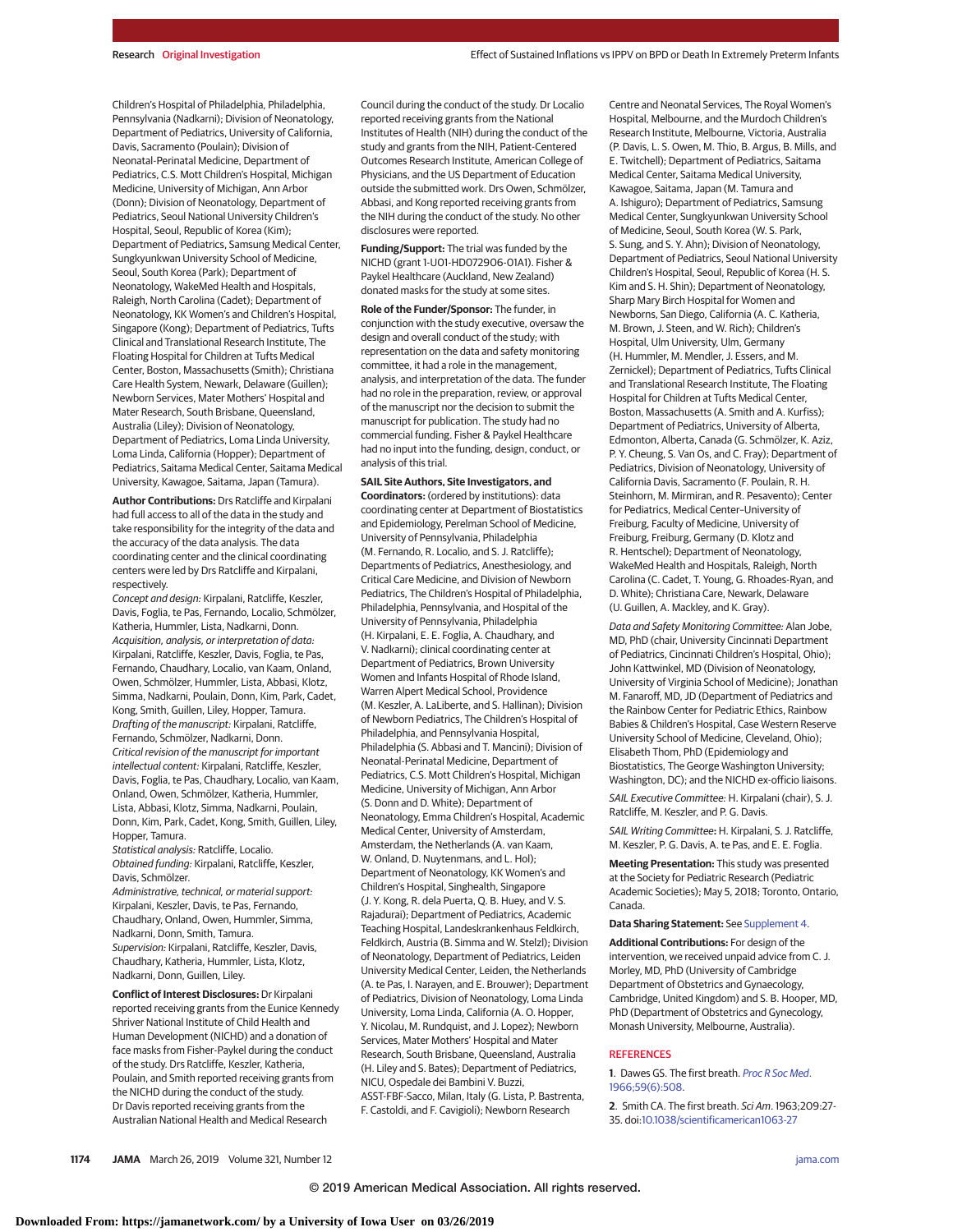Children's Hospital of Philadelphia, Philadelphia, Pennsylvania (Nadkarni); Division of Neonatology, Department of Pediatrics, University of California, Davis, Sacramento (Poulain); Division of Neonatal-Perinatal Medicine, Department of Pediatrics, C.S. Mott Children's Hospital, Michigan Medicine, University of Michigan, Ann Arbor (Donn); Division of Neonatology, Department of Pediatrics, Seoul National University Children's Hospital, Seoul, Republic of Korea (Kim); Department of Pediatrics, Samsung Medical Center, Sungkyunkwan University School of Medicine, Seoul, South Korea (Park); Department of Neonatology, WakeMed Health and Hospitals, Raleigh, North Carolina (Cadet); Department of Neonatology, KK Women's and Children's Hospital, Singapore (Kong); Department of Pediatrics, Tufts Clinical and Translational Research Institute, The Floating Hospital for Children at Tufts Medical Center, Boston, Massachusetts (Smith); Christiana Care Health System, Newark, Delaware (Guillen); Newborn Services, Mater Mothers' Hospital and Mater Research, South Brisbane, Queensland, Australia (Liley); Division of Neonatology, Department of Pediatrics, Loma Linda University, Loma Linda, California (Hopper); Department of Pediatrics, Saitama Medical Center, Saitama Medical University, Kawagoe, Saitama, Japan (Tamura).

**Author Contributions:** Drs Ratcliffe and Kirpalani had full access to all of the data in the study and take responsibility for the integrity of the data and the accuracy of the data analysis. The data coordinating center and the clinical coordinating centers were led by Drs Ratcliffe and Kirpalani, respectively.

*Concept and design:* Kirpalani, Ratcliffe, Keszler, Davis, Foglia, te Pas, Fernando, Localio, Schmölzer, Katheria, Hummler, Lista, Nadkarni, Donn.

*Acquisition, analysis, or interpretation of data:* Kirpalani, Ratcliffe, Keszler, Davis, Foglia, te Pas, Fernando, Chaudhary, Localio, van Kaam, Onland, Owen, Schmölzer, Hummler, Lista, Abbasi, Klotz, Simma, Nadkarni, Poulain, Donn, Kim, Park, Cadet, Kong, Smith, Guillen, Liley, Hopper, Tamura.

*Drafting of the manuscript:* Kirpalani, Ratcliffe, Fernando, Schmölzer, Nadkarni, Donn.

*Critical revision of the manuscript for important intellectual content:* Kirpalani, Ratcliffe, Keszler, Davis, Foglia, te Pas, Chaudhary, Localio, van Kaam, Onland, Owen, Schmölzer, Katheria, Hummler, Lista, Abbasi, Klotz, Simma, Nadkarni, Poulain, Donn, Kim, Park, Cadet, Kong, Smith, Guillen, Liley, Hopper, Tamura.

*Statistical analysis:* Ratcliffe, Localio.

*Obtained funding:* Kirpalani, Ratcliffe, Keszler, Davis, Schmölzer.

*Administrative, technical, or material support:* Kirpalani, Keszler, Davis, te Pas, Fernando, Chaudhary, Onland, Owen, Hummler, Simma, Nadkarni, Donn, Smith, Tamura.

*Supervision:* Kirpalani, Ratcliffe, Keszler, Davis, Chaudhary, Katheria, Hummler, Lista, Klotz, Nadkarni, Donn, Guillen, Liley.

**Conflict of Interest Disclosures:** Dr Kirpalani reported receiving grants from the Eunice Kennedy Shriver National Institute of Child Health and Human Development (NICHD) and a donation of face masks from Fisher-Paykel during the conduct of the study. Drs Ratcliffe, Keszler, Katheria, Poulain, and Smith reported receiving grants from the NICHD during the conduct of the study. Dr Davis reported receiving grants from the Australian National Health and Medical Research Council during the conduct of the study. Dr Localio reported receiving grants from the National Institutes of Health (NIH) during the conduct of the study and grants from the NIH, Patient-Centered Outcomes Research Institute, American College of Physicians, and the US Department of Education outside the submitted work. Drs Owen, Schmölzer, Abbasi, and Kong reported receiving grants from the NIH during the conduct of the study. No other disclosures were reported.

**Funding/Support:** The trial was funded by the NICHD (grant 1-U01-HD072906-01A1). Fisher & Paykel Healthcare (Auckland, New Zealand) donated masks for the study at some sites.

**Role of the Funder/Sponsor:** The funder, in conjunction with the study executive, oversaw the design and overall conduct of the study; with representation on the data and safety monitoring committee, it had a role in the management, analysis, and interpretation of the data. The funder had no role in the preparation, review, or approval of the manuscript nor the decision to submit the manuscript for publication. The study had no commercial funding. Fisher & Paykel Healthcare had no input into the funding, design, conduct, or analysis of this trial.

**SAIL Site Authors, Site Investigators, and Coordinators:** (ordered by institutions): data coordinating center at Department of Biostatistics and Epidemiology, Perelman School of Medicine, University of Pennsylvania, Philadelphia (M. Fernando, R. Localio, and S. J. Ratcliffe); Departments of Pediatrics, Anesthesiology, and Critical Care Medicine, and Division of Newborn Pediatrics, The Children's Hospital of Philadelphia, Philadelphia, Pennsylvania, and Hospital of the University of Pennsylvania, Philadelphia (H. Kirpalani, E. E. Foglia, A. Chaudhary, and V. Nadkarni); clinical coordinating center at Department of Pediatrics, Brown University Women and Infants Hospital of Rhode Island, Warren Alpert Medical School, Providence (M. Keszler, A. LaLiberte, and S. Hallinan); Division of Newborn Pediatrics, The Children's Hospital of Philadelphia, and Pennsylvania Hospital, Philadelphia (S. Abbasi and T. Mancini); Division of Neonatal-Perinatal Medicine, Department of Pediatrics, C.S. Mott Children's Hospital, Michigan Medicine, University of Michigan, Ann Arbor (S. Donn and D. White); Department of Neonatology, Emma Children's Hospital, Academic Medical Center, University of Amsterdam, Amsterdam, the Netherlands (A. van Kaam, W. Onland, D. Nuytenmans, and L. Hol); Department of Neonatology, KK Women's and Children's Hospital, Singhealth, Singapore (J. Y. Kong, R. dela Puerta, Q. B. Huey, and V. S. Rajadurai); Department of Pediatrics, Academic Teaching Hospital, Landeskrankenhaus Feldkirch, Feldkirch, Austria (B. Simma and W. Stelzl); Division of Neonatology, Department of Pediatrics, Leiden University Medical Center, Leiden, the Netherlands (A. te Pas, I. Narayen, and E. Brouwer); Department of Pediatrics, Division of Neonatology, Loma Linda University, Loma Linda, California (A. O. Hopper, Y. Nicolau, M. Rundquist, and J. Lopez); Newborn Services, Mater Mothers' Hospital and Mater Research, South Brisbane, Queensland, Australia (H. Liley and S. Bates); Department of Pediatrics, NICU, Ospedale dei Bambini V. Buzzi, ASST-FBF-Sacco, Milan, Italy (G. Lista, P. Bastrenta, F. Castoldi, and F. Cavigioli); Newborn Research Centre and Neonatal Services, The Royal Women's Hospital, Melbourne, and the Murdoch Children's Research Institute, Melbourne, Victoria, Australia (P. Davis, L. S. Owen, M. Thio, B. Argus, B. Mills, and E. Twitchell); Department of Pediatrics, Saitama Medical Center, Saitama Medical University, Kawagoe, Saitama, Japan (M. Tamura and A. Ishiguro); Department of Pediatrics, Samsung Medical Center, Sungkyunkwan University School of Medicine, Seoul, South Korea (W. S. Park, S. Sung, and S. Y. Ahn); Division of Neonatology, Department of Pediatrics, Seoul National University Children's Hospital, Seoul, Republic of Korea (H. S. Kim and S. H. Shin); Department of Neonatology, Sharp Mary Birch Hospital for Women and Newborns, San Diego, California (A. C. Katheria, M. Brown, J. Steen, and W. Rich); Children's Hospital, Ulm University, Ulm, Germany (H. Hummler, M. Mendler, J. Essers, and M. Zernickel); Department of Pediatrics, Tufts Clinical and Translational Research Institute, The Floating Hospital for Children at Tufts Medical Center, Boston, Massachusetts (A. Smith and A. Kurfiss); Department of Pediatrics, University of Alberta, Edmonton, Alberta, Canada (G. Schmölzer, K. Aziz, P. Y. Cheung, S. Van Os, and C. Fray); Department of Pediatrics, Division of Neonatology, University of California Davis, Sacramento (F. Poulain, R. H. Steinhorn, M. Mirmiran, and R. Pesavento); Center for Pediatrics, Medical Center–University of Freiburg, Faculty of Medicine, University of Freiburg, Freiburg, Germany (D. Klotz and R. Hentschel); Department of Neonatology, WakeMed Health and Hospitals, Raleigh, North Carolina (C. Cadet, T. Young, G. Rhoades-Ryan, and D. White); Christiana Care, Newark, Delaware (U. Guillen, A. Mackley, and K. Gray).

*Data and Safety Monitoring Committee:* Alan Jobe, MD, PhD (chair, University Cincinnati Department of Pediatrics, Cincinnati Children's Hospital, Ohio); John Kattwinkel, MD (Division of Neonatology, University of Virginia School of Medicine); Jonathan M. Fanaroff, MD, JD (Department of Pediatrics and the Rainbow Center for Pediatric Ethics, Rainbow Babies & Children's Hospital, Case Western Reserve University School of Medicine, Cleveland, Ohio); Elisabeth Thom, PhD (Epidemiology and Biostatistics, The George Washington University; Washington, DC); and the NICHD ex-officio liaisons.

*SAIL Executive Committee:* H. Kirpalani (chair), S. J. Ratcliffe, M. Keszler, and P. G. Davis.

*SAIL Writing Committee:* H. Kirpalani, S. J. Ratcliffe, M. Keszler, P. G. Davis, A. te Pas, and E. E. Foglia.

**Meeting Presentation:** This study was presented at the Society for Pediatric Research (Pediatric Academic Societies); May 5, 2018; Toronto, Ontario, Canada.

**Data Sharing Statement:** See Supplement 4.

**Additional Contributions:** For design of the intervention, we received unpaid advice from C. J. Morley, MD, PhD (University of Cambridge Department of Obstetrics and Gynaecology, Cambridge, United Kingdom) and S. B. Hooper, MD, PhD (Department of Obstetrics and Gynecology, Monash University, Melbourne, Australia).

## REFERENCES

1. Dawes GS. The first breath. *Proc R Soc Med*. 1966;59(6):508.

2. Smith CA. The first breath. *Sci Am*. 1963;209:27-35. doi:10.1038/scientificamerican1063-27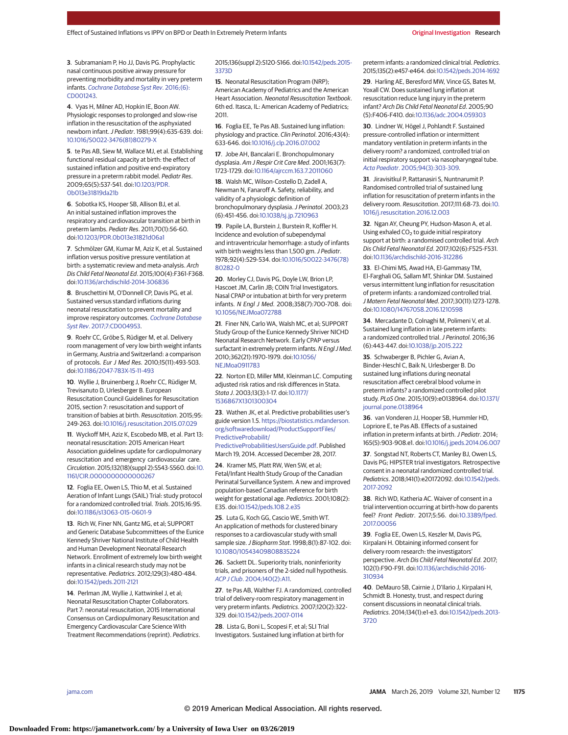3. Subramaniam P, Ho JJ, Davis PG. Prophylactic nasal continuous positive airway pressure for preventing morbidity and mortality in very preterm infants. *Cochrane Database Syst Rev*. 2016;(6):CD001243.

4. Vyas H, Milner AD, Hopkin IE, Boon AW. Physiologic responses to prolonged and slow-rise inflation in the resuscitation of the asphyxiated newborn infant. *J Pediatr*. 1981;99(4):635-639. doi:10.1016/S0022-3476(81)80279-X

5. te Pas AB, Siew M, Wallace MJ, et al. Establishing functional residual capacity at birth: the effect of sustained inflation and positive end-expiratory pressure in a preterm rabbit model. *Pediatr Res*. 2009;65(5):537-541. doi:10.1203/PDR.0b013e31819da21b

6. Sobotka KS, Hooper SB, Allison BJ, et al. An initial sustained inflation improves the respiratory and cardiovascular transition at birth in preterm lambs. *Pediatr Res*. 2011;70(1):56-60. doi:10.1203/PDR.0b013e31821d06a1

7. Schmölzer GM, Kumar M, Aziz K, et al. Sustained inflation versus positive pressure ventilation at birth: a systematic review and meta-analysis. *Arch Dis Child Fetal Neonatal Ed*. 2015;100(4):F361-F368. doi:10.1136/archdischild-2014-306836

8. Bruschettini M, O'Donnell CP, Davis PG, et al. Sustained versus standard inflations during neonatal resuscitation to prevent mortality and improve respiratory outcomes. *Cochrane Database Syst Rev*. 2017;7:CD004953.

9. Roehr CC, Gröbe S, Rüdiger M, et al. Delivery room management of very low birth weight infants in Germany, Austria and Switzerland: a comparison of protocols. *Eur J Med Res*. 2010;15(11):493-503. doi:10.1186/2047-783X-15-11-493

10. Wyllie J, Bruinenberg J, Roehr CC, Rüdiger M, Trevisanuto D, Urlesberger B. European Resuscitation Council Guidelines for Resuscitation 2015, section 7: resuscitation and support of transition of babies at birth. *Resuscitation*. 2015;95:249-263. doi:10.1016/j.resuscitation.2015.07.029

11. Wyckoff MH, Aziz K, Escobedo MB, et al. Part 13: neonatal resuscitation: 2015 American Heart Association guidelines update for cardiopulmonary resuscitation and emergency cardiovascular care. *Circulation*. 2015;132(18)(suppl 2):S543-S560. doi:10.1161/CIR.0000000000000267

12. Foglia EE, Owen LS, Thio M, et al. Sustained Aeration of Infant Lungs (SAIL) Trial: study protocol for a randomized controlled trial. *Trials*. 2015;16:95. doi:10.1186/s13063-015-0601-9

13. Rich W, Finer NN, Gantz MG, et al; SUPPORT and Generic Database Subcommittees of the Eunice Kennedy Shriver National Institute of Child Health and Human Development Neonatal Research Network. Enrollment of extremely low birth weight infants in a clinical research study may not be representative. *Pediatrics*. 2012;129(3):480-484. doi:10.1542/peds.2011-2121

14. Perlman JM, Wyllie J, Kattwinkel J, et al; Neonatal Resuscitation Chapter Collaborators. Part 7: neonatal resuscitation, 2015 International Consensus on Cardiopulmonary Resuscitation and Emergency Cardiovascular Care Science With Treatment Recommendations (reprint). *Pediatrics*. 2015;136(suppl 2):S120-S166. doi:10.1542/peds.2015-3373D

15. Neonatal Resuscitation Program (NRP); American Academy of Pediatrics and the American Heart Association. *Neonatal Resuscitation Textbook*. 6th ed. Itasca, IL: American Academy of Pediatrics; 2011.

16. Foglia EE, Te Pas AB. Sustained lung inflation: physiology and practice. *Clin Perinatol*. 2016;43(4):633-646. doi:10.1016/j.clp.2016.07.002

17. Jobe AH, Bancalari E. Bronchopulmonary dysplasia. *Am J Respir Crit Care Med*. 2001;163(7):1723-1729. doi:10.1164/ajrccm.163.7.2011060

18. Walsh MC, Wilson-Costello D, Zadell A, Newman N, Fanaroff A. Safety, reliability, and validity of a physiologic definition of bronchopulmonary dysplasia. *J Perinatol*. 2003;23(6):451-456. doi:10.1038/sj.jp.7210963

19. Papile LA, Burstein J, Burstein R, Koffler H. Incidence and evolution of subependymal and intraventricular hemorrhage: a study of infants with birth weights less than 1,500 gm. *J Pediatr*. 1978;92(4):529-534. doi:10.1016/S0022-3476(78)80282-0

20. Morley CJ, Davis PG, Doyle LW, Brion LP, Hascoet JM, Carlin JB; COIN Trial Investigators. Nasal CPAP or intubation at birth for very preterm infants. *N Engl J Med*. 2008;358(7):700-708. doi:10.1056/NEJMoa072788

21. Finer NN, Carlo WA, Walsh MC, et al; SUPPORT Study Group of the Eunice Kennedy Shriver NICHD Neonatal Research Network. Early CPAP versus surfactant in extremely preterm infants. *N Engl J Med*. 2010;362(21):1970-1979. doi:10.1056/NEJMoa0911783

22. Norton ED, Miller MM, Kleinman LC. Computing adjusted risk ratios and risk differences in Stata. *Stata J*. 2003;13(3):1-17. doi:10.1177/1536867X1301300304

23. Wathen JK, et al. Predictive probabilities user's guide version 1.5. https://biostatistics.mdanderson.org/softwaredownload/ProductSupportFiles/PredictiveProbabilit/PredictiveProbabilitiesUsersGuide.pdf. Published March 19, 2014. Accessed December 28, 2017.

24. Kramer MS, Platt RW, Wen SW, et al; Fetal/Infant Health Study Group of the Canadian Perinatal Surveillance System. A new and improved population-based Canadian reference for birth weight for gestational age. *Pediatrics*. 2001;108(2):E35. doi:10.1542/peds.108.2.e35

25. Luta G, Koch GG, Cascio WE, Smith WT. An application of methods for clustered binary responses to a cardiovascular study with small sample size. *J Biopharm Stat*. 1998;8(1):87-102. doi:10.1080/10543409808835224

26. Sackett DL. Superiority trials, noninferiority trials, and prisoners of the 2-sided null hypothesis. *ACP J Club*. 2004;140(2):A11.

27. te Pas AB, Walther FJ. A randomized, controlled trial of delivery-room respiratory management in very preterm infants. *Pediatrics*. 2007;120(2):322-329. doi:10.1542/peds.2007-0114

28. Lista G, Boni L, Scopesi F, et al; SLI Trial Investigators. Sustained lung inflation at birth for preterm infants: a randomized clinical trial. *Pediatrics*. 2015;135(2):e457-e464. doi:10.1542/peds.2014-1692

29. Harling AE, Beresford MW, Vince GS, Bates M, Yoxall CW. Does sustained lung inflation at resuscitation reduce lung injury in the preterm infant? *Arch Dis Child Fetal Neonatal Ed*. 2005;90(5):F406-F410. doi:10.1136/adc.2004.059303

30. Lindner W, Högel J, Pohlandt F. Sustained pressure-controlled inflation or intermittent mandatory ventilation in preterm infants in the delivery room? a randomized, controlled trial on initial respiratory support via nasopharyngeal tube. *Acta Paediatr*. 2005;94(3):303-309.

31. Jiravisitkul P, Rattanasiri S, Nuntnarumit P. Randomised controlled trial of sustained lung inflation for resuscitation of preterm infants in the delivery room. *Resuscitation*. 2017;111:68-73. doi:10.1016/j.resuscitation.2016.12.003

32. Ngan AY, Cheung PY, Hudson-Mason A, et al. Using exhaled $CO_2$ to guide initial respiratory support at birth: a randomised controlled trial. *Arch Dis Child Fetal Neonatal Ed*. 2017;102(6):F525-F531. doi:10.1136/archdischild-2016-312286

33. El-Chimi MS, Awad HA, El-Gammasy TM, El-Farghali OG, Sallam MT, Shinkar DM. Sustained versus intermittent lung inflation for resuscitation of preterm infants: a randomized controlled trial. *J Matern Fetal Neonatal Med*. 2017;30(11):1273-1278. doi:10.1080/14767058.2016.1210598

34. Mercadante D, Colnaghi M, Polimeni V, et al. Sustained lung inflation in late preterm infants: a randomized controlled trial. *J Perinatol*. 2016;36(6):443-447. doi:10.1038/jp.2015.222

35. Schwaberger B, Pichler G, Avian A, Binder-Heschl C, Baik N, Urlesberger B. Do sustained lung inflations during neonatal resuscitation affect cerebral blood volume in preterm infants? a randomized controlled pilot study. *PLoS One*. 2015;10(9):e0138964. doi:10.1371/journal.pone.0138964

36. van Vonderen JJ, Hooper SB, Hummler HD, Lopriore E, te Pas AB. Effects of a sustained inflation in preterm infants at birth. *J Pediatr*. 2014;165(5):903-908.e1. doi:10.1016/j.jpeds.2014.06.007

37. Songstad NT, Roberts CT, Manley BJ, Owen LS, Davis PG; HIPSTER trial investigators. Retrospective consent in a neonatal randomized controlled trial. *Pediatrics*. 2018;141(1):e20172092. doi:10.1542/peds.2017-2092

38. Rich WD, Katheria AC. Waiver of consent in a trial intervention occurring at birth-how do parents feel? *Front Pediatr*. 2017;5:56. doi:10.3389/fped.2017.00056

39. Foglia EE, Owen LS, Keszler M, Davis PG, Kirpalani H. Obtaining informed consent for delivery room research: the investigators' perspective. *Arch Dis Child Fetal Neonatal Ed*. 2017;102(1):F90-F91. doi:10.1136/archdischild-2016-310934

40. DeMauro SB, Cairnie J, D'Ilario J, Kirpalani H, Schmidt B. Honesty, trust, and respect during consent discussions in neonatal clinical trials. *Pediatrics*. 2014;134(1):e1-e3. doi:10.1542/peds.2013-3720